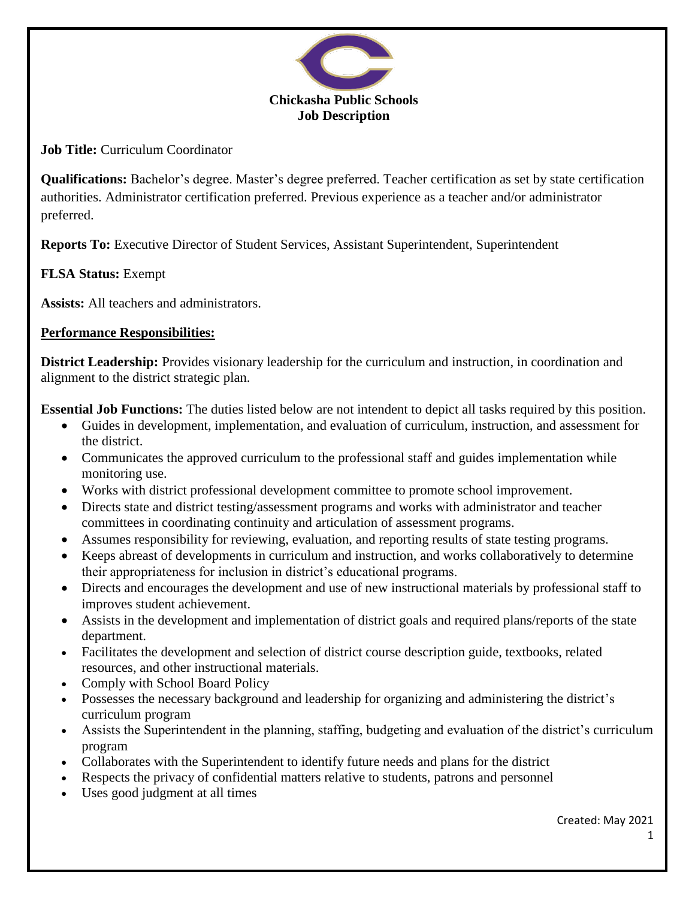# Chickasha Public Schools
## Job Description

**Job Title:** Curriculum Coordinator

**Qualifications:** Bachelor's degree. Master's degree preferred. Teacher certification as set by state certification authorities. Administrator certification preferred. Previous experience as a teacher and/or administrator preferred.

**Reports To:** Executive Director of Student Services, Assistant Superintendent, Superintendent

**FLSA Status:** Exempt

**Assists:** All teachers and administrators.

**Performance Responsibilities:**

**District Leadership:** Provides visionary leadership for the curriculum and instruction, in coordination and alignment to the district strategic plan.

**Essential Job Functions:** The duties listed below are not intendent to depict all tasks required by this position.

- Guides in development, implementation, and evaluation of curriculum, instruction, and assessment for the district.
- Communicates the approved curriculum to the professional staff and guides implementation while monitoring use.
- Works with district professional development committee to promote school improvement.
- Directs state and district testing/assessment programs and works with administrator and teacher committees in coordinating continuity and articulation of assessment programs.
- Assumes responsibility for reviewing, evaluation, and reporting results of state testing programs.
- Keeps abreast of developments in curriculum and instruction, and works collaboratively to determine their appropriateness for inclusion in district's educational programs.
- Directs and encourages the development and use of new instructional materials by professional staff to improves student achievement.
- Assists in the development and implementation of district goals and required plans/reports of the state department.
- Facilitates the development and selection of district course description guide, textbooks, related resources, and other instructional materials.
- Comply with School Board Policy
- Possesses the necessary background and leadership for organizing and administering the district's curriculum program
- Assists the Superintendent in the planning, staffing, budgeting and evaluation of the district's curriculum program
- Collaborates with the Superintendent to identify future needs and plans for the district
- Respects the privacy of confidential matters relative to students, patrons and personnel
- Uses good judgment at all times

Created: May 2021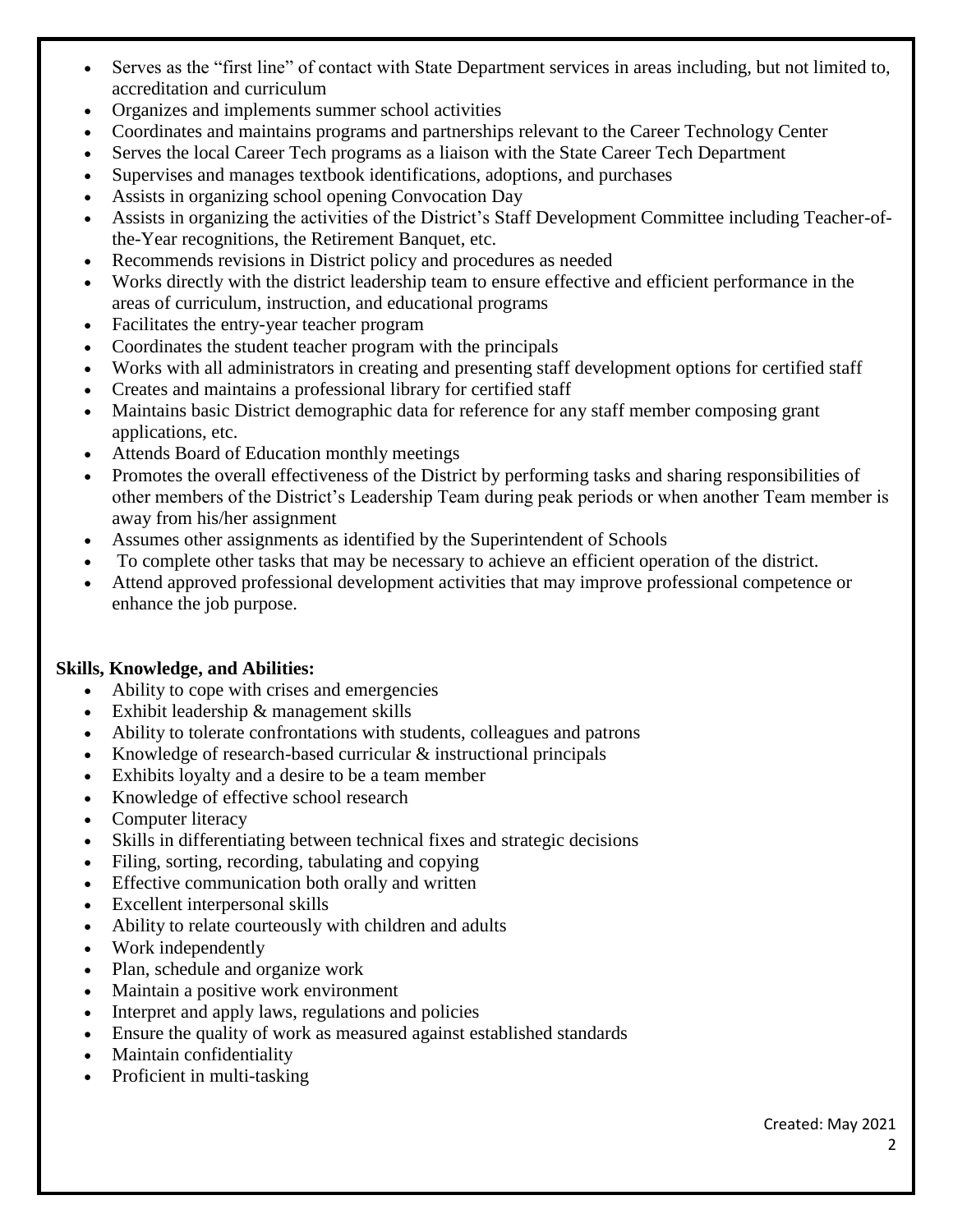- Serves as the "first line" of contact with State Department services in areas including, but not limited to, accreditation and curriculum
- Organizes and implements summer school activities
- Coordinates and maintains programs and partnerships relevant to the Career Technology Center
- Serves the local Career Tech programs as a liaison with the State Career Tech Department
- Supervises and manages textbook identifications, adoptions, and purchases
- Assists in organizing school opening Convocation Day
- Assists in organizing the activities of the District's Staff Development Committee including Teacher-of-the-Year recognitions, the Retirement Banquet, etc.
- Recommends revisions in District policy and procedures as needed
- Works directly with the district leadership team to ensure effective and efficient performance in the areas of curriculum, instruction, and educational programs
- Facilitates the entry-year teacher program
- Coordinates the student teacher program with the principals
- Works with all administrators in creating and presenting staff development options for certified staff
- Creates and maintains a professional library for certified staff
- Maintains basic District demographic data for reference for any staff member composing grant applications, etc.
- Attends Board of Education monthly meetings
- Promotes the overall effectiveness of the District by performing tasks and sharing responsibilities of other members of the District's Leadership Team during peak periods or when another Team member is away from his/her assignment
- Assumes other assignments as identified by the Superintendent of Schools
- To complete other tasks that may be necessary to achieve an efficient operation of the district.
- Attend approved professional development activities that may improve professional competence or enhance the job purpose.

**Skills, Knowledge, and Abilities:**

- Ability to cope with crises and emergencies
- Exhibit leadership & management skills
- Ability to tolerate confrontations with students, colleagues and patrons
- Knowledge of research-based curricular & instructional principals
- Exhibits loyalty and a desire to be a team member
- Knowledge of effective school research
- Computer literacy
- Skills in differentiating between technical fixes and strategic decisions
- Filing, sorting, recording, tabulating and copying
- Effective communication both orally and written
- Excellent interpersonal skills
- Ability to relate courteously with children and adults
- Work independently
- Plan, schedule and organize work
- Maintain a positive work environment
- Interpret and apply laws, regulations and policies
- Ensure the quality of work as measured against established standards
- Maintain confidentiality
- Proficient in multi-tasking

Created: May 2021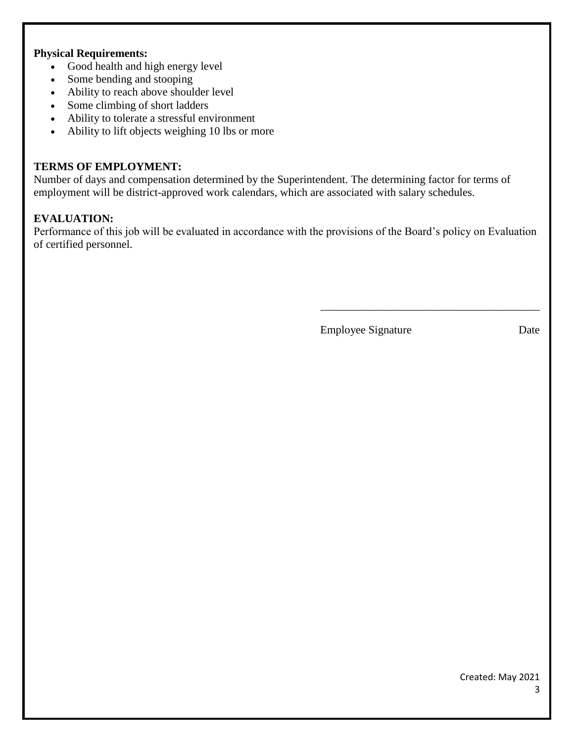**Physical Requirements:**

- Good health and high energy level
- Some bending and stooping
- Ability to reach above shoulder level
- Some climbing of short ladders
- Ability to tolerate a stressful environment
- Ability to lift objects weighing 10 lbs or more

**TERMS OF EMPLOYMENT:**

Number of days and compensation determined by the Superintendent. The determining factor for terms of employment will be district-approved work calendars, which are associated with salary schedules.

**EVALUATION:**

Performance of this job will be evaluated in accordance with the provisions of the Board's policy on Evaluation of certified personnel.

\_\_\_\_\_\_\_\_\_\_\_\_\_\_\_\_\_\_\_\_\_\_\_\_\_\_\_\_\_\_\_\_\_\_\_\_\_\_\_\_

Employee Signature Date

Created: May 2021